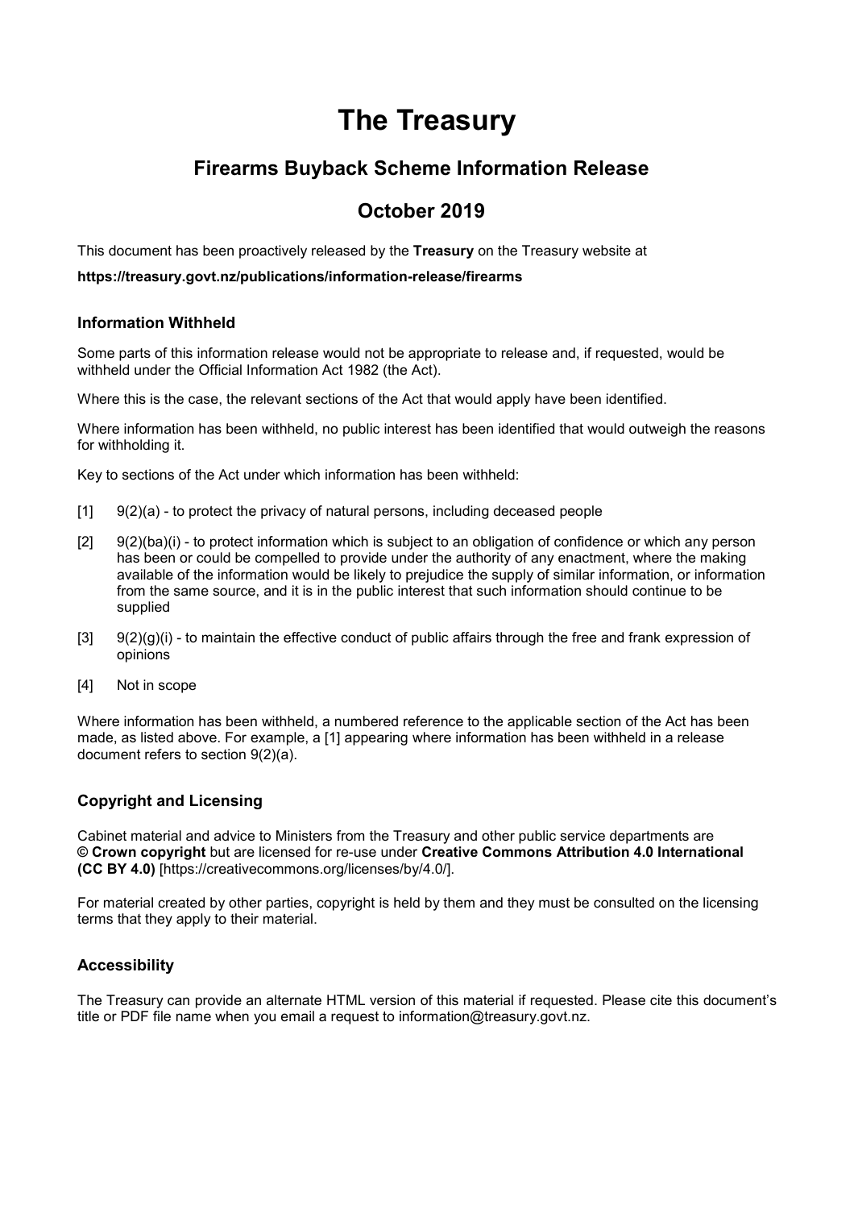# The Treasury

## Firearms Buyback Scheme Information Release

## October 2019

This document has been proactively released by the **Treasury** on the Treasury website at

**https://treasury.govt.nz/publications/information-release/firearms**

### Information Withheld

Some parts of this information release would not be appropriate to release and, if requested, would be withheld under the Official Information Act 1982 (the Act).

Where this is the case, the relevant sections of the Act that would apply have been identified.

Where information has been withheld, no public interest has been identified that would outweigh the reasons for withholding it.

Key to sections of the Act under which information has been withheld:

[1] 9(2)(a) - to protect the privacy of natural persons, including deceased people

[2] 9(2)(ba)(i) - to protect information which is subject to an obligation of confidence or which any person has been or could be compelled to provide under the authority of any enactment, where the making available of the information would be likely to prejudice the supply of similar information, or information from the same source, and it is in the public interest that such information should continue to be supplied

[3] 9(2)(g)(i) - to maintain the effective conduct of public affairs through the free and frank expression of opinions

[4] Not in scope

Where information has been withheld, a numbered reference to the applicable section of the Act has been made, as listed above. For example, a [1] appearing where information has been withheld in a release document refers to section 9(2)(a).

### Copyright and Licensing

Cabinet material and advice to Ministers from the Treasury and other public service departments are **© Crown copyright** but are licensed for re-use under **Creative Commons Attribution 4.0 International (CC BY 4.0)** [https://creativecommons.org/licenses/by/4.0/].

For material created by other parties, copyright is held by them and they must be consulted on the licensing terms that they apply to their material.

### Accessibility

The Treasury can provide an alternate HTML version of this material if requested. Please cite this document's title or PDF file name when you email a request to information@treasury.govt.nz.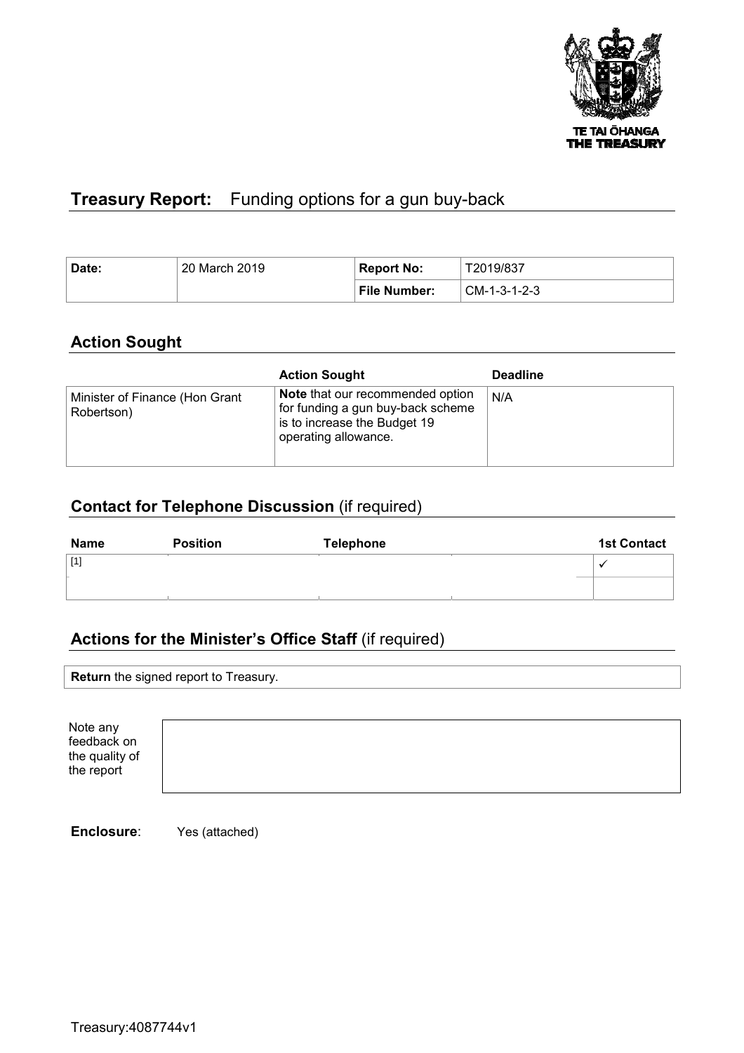TE TAI ŌHANGA
THE TREASURY

# Treasury Report: Funding options for a gun buy-back

| Date: | 20 March 2019 | Report No: | T2019/837 |
|---|---|---|---|
| | | File Number: | CM-1-3-1-2-3 |

## Action Sought

| | Action Sought | Deadline |
|---|---|---|
| Minister of Finance (Hon Grant Robertson) | **Note** that our recommended option for funding a gun buy-back scheme is to increase the Budget 19 operating allowance. | N/A |

## Contact for Telephone Discussion (if required)

| Name | Position | Telephone | | 1st Contact |
|---|---|---|---|---|
| [1] | | | | ✓ |
| | | | | |

## Actions for the Minister's Office Staff (if required)

**Return** the signed report to Treasury.

| Note any feedback on the quality of the report | |
|---|---|

**Enclosure**: Yes (attached)

Treasury:4087744v1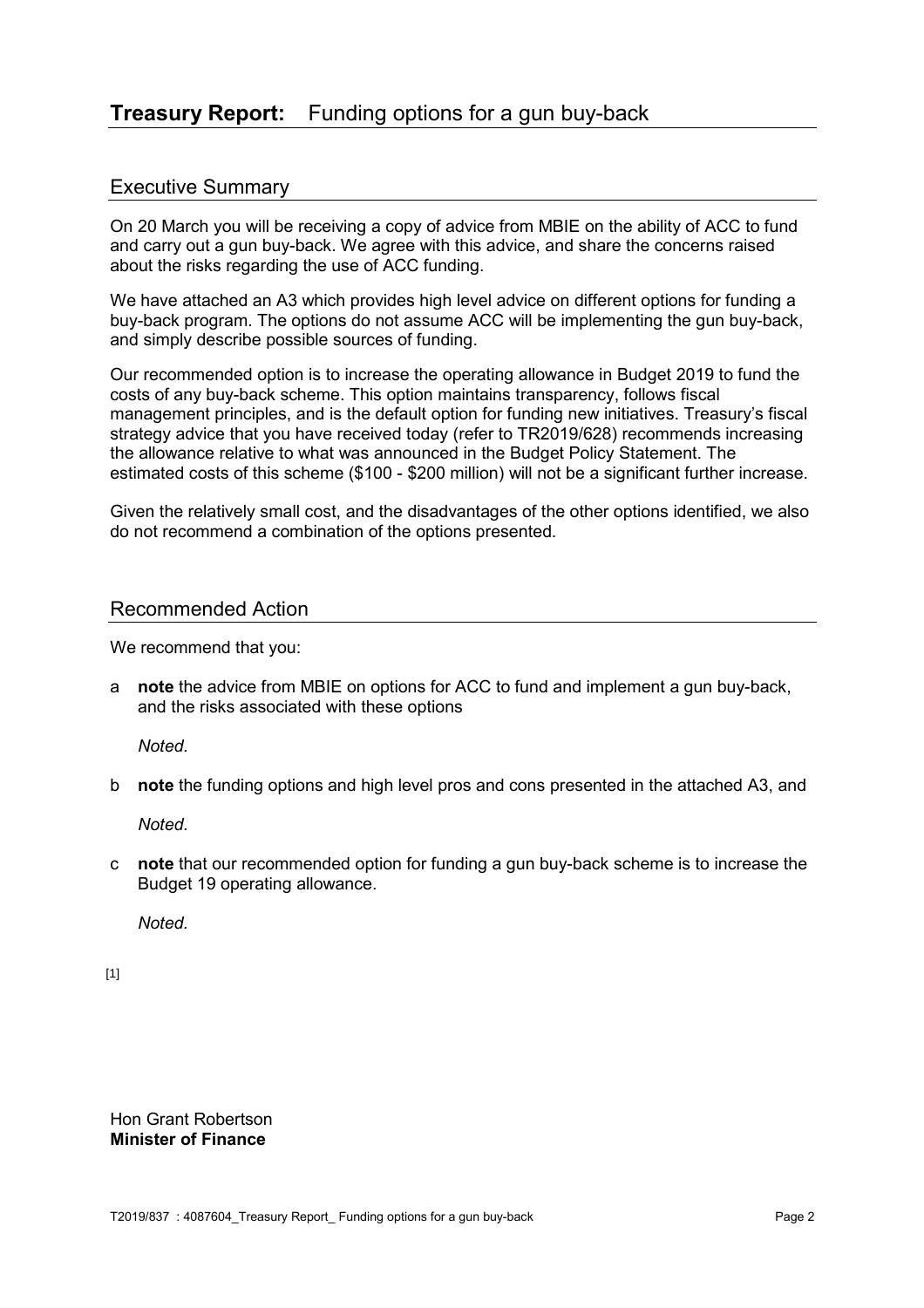# **Treasury Report:** Funding options for a gun buy-back

## Executive Summary

On 20 March you will be receiving a copy of advice from MBIE on the ability of ACC to fund and carry out a gun buy-back. We agree with this advice, and share the concerns raised about the risks regarding the use of ACC funding.

We have attached an A3 which provides high level advice on different options for funding a buy-back program. The options do not assume ACC will be implementing the gun buy-back, and simply describe possible sources of funding.

Our recommended option is to increase the operating allowance in Budget 2019 to fund the costs of any buy-back scheme. This option maintains transparency, follows fiscal management principles, and is the default option for funding new initiatives. Treasury's fiscal strategy advice that you have received today (refer to TR2019/628) recommends increasing the allowance relative to what was announced in the Budget Policy Statement. The estimated costs of this scheme ($100 - $200 million) will not be a significant further increase.

Given the relatively small cost, and the disadvantages of the other options identified, we also do not recommend a combination of the options presented.

## Recommended Action

We recommend that you:

a **note** the advice from MBIE on options for ACC to fund and implement a gun buy-back, and the risks associated with these options

*Noted.*

b **note** the funding options and high level pros and cons presented in the attached A3, and

*Noted.*

c **note** that our recommended option for funding a gun buy-back scheme is to increase the Budget 19 operating allowance.

*Noted.*

[1]

Hon Grant Robertson
**Minister of Finance**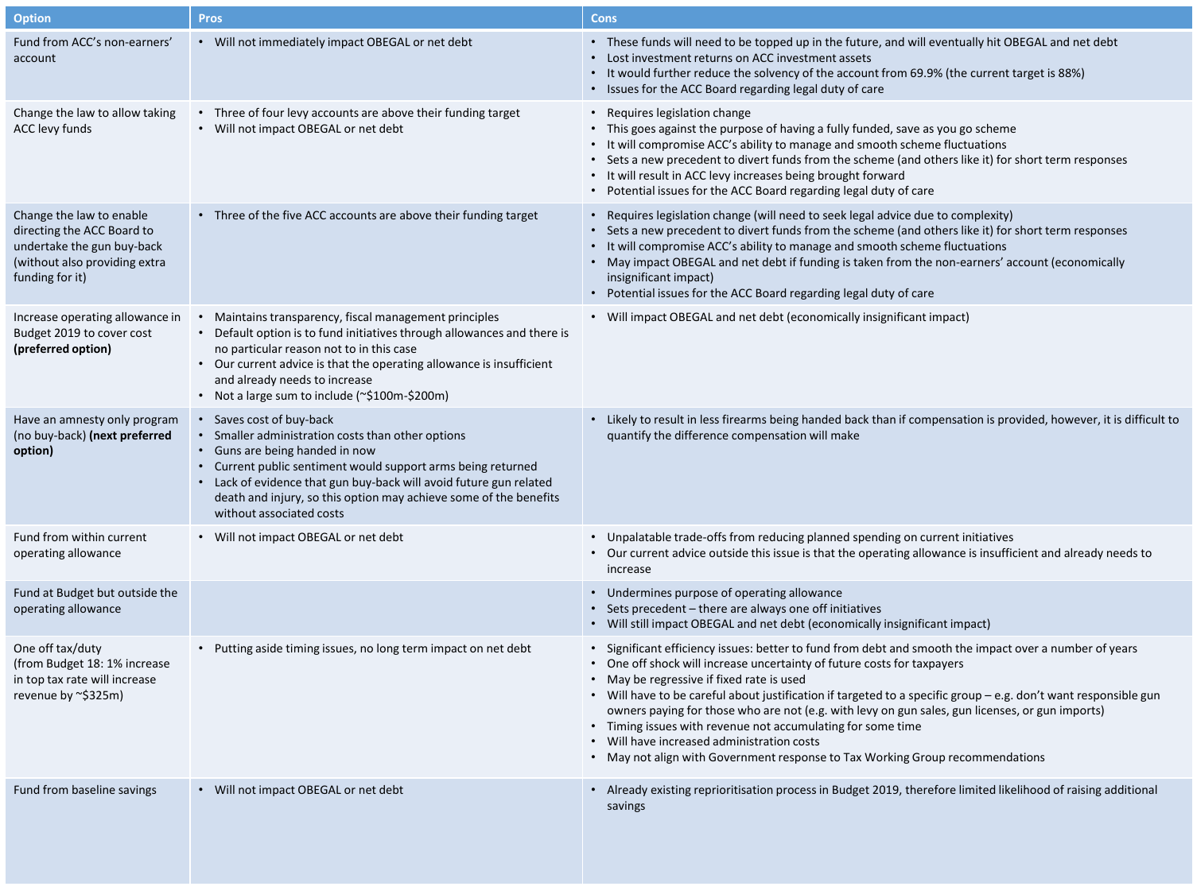| Option | Pros | Cons |
|---|---|---|
| Fund from ACC's non-earners' account | • Will not immediately impact OBEGAL or net debt | • These funds will need to be topped up in the future, and will eventually hit OBEGAL and net debt<br>• Lost investment returns on ACC investment assets<br>• It would further reduce the solvency of the account from 69.9% (the current target is 88%)<br>• Issues for the ACC Board regarding legal duty of care |
| Change the law to allow taking ACC levy funds | • Three of four levy accounts are above their funding target<br>• Will not impact OBEGAL or net debt | • Requires legislation change<br>• This goes against the purpose of having a fully funded, save as you go scheme<br>• It will compromise ACC's ability to manage and smooth scheme fluctuations<br>• Sets a new precedent to divert funds from the scheme (and others like it) for short term responses<br>• It will result in ACC levy increases being brought forward<br>• Potential issues for the ACC Board regarding legal duty of care |
| Change the law to enable directing the ACC Board to undertake the gun buy-back (without also providing extra funding for it) | • Three of the five ACC accounts are above their funding target | • Requires legislation change (will need to seek legal advice due to complexity)<br>• Sets a new precedent to divert funds from the scheme (and others like it) for short term responses<br>• It will compromise ACC's ability to manage and smooth scheme fluctuations<br>• May impact OBEGAL and net debt if funding is taken from the non-earners' account (economically insignificant impact)<br>• Potential issues for the ACC Board regarding legal duty of care |
| Increase operating allowance in Budget 2019 to cover cost **(preferred option)** | • Maintains transparency, fiscal management principles<br>• Default option is to fund initiatives through allowances and there is no particular reason not to in this case<br>• Our current advice is that the operating allowance is insufficient and already needs to increase<br>• Not a large sum to include (~$100m-$200m) | • Will impact OBEGAL and net debt (economically insignificant impact) |
| Have an amnesty only program (no buy-back) **(next preferred option)** | • Saves cost of buy-back<br>• Smaller administration costs than other options<br>• Guns are being handed in now<br>• Current public sentiment would support arms being returned<br>• Lack of evidence that gun buy-back will avoid future gun related death and injury, so this option may achieve some of the benefits without associated costs | • Likely to result in less firearms being handed back than if compensation is provided, however, it is difficult to quantify the difference compensation will make |
| Fund from within current operating allowance | • Will not impact OBEGAL or net debt | • Unpalatable trade-offs from reducing planned spending on current initiatives<br>• Our current advice outside this issue is that the operating allowance is insufficient and already needs to increase |
| Fund at Budget but outside the operating allowance | | • Undermines purpose of operating allowance<br>• Sets precedent – there are always one off initiatives<br>• Will still impact OBEGAL and net debt (economically insignificant impact) |
| One off tax/duty (from Budget 18: 1% increase in top tax rate will increase revenue by ~$325m) | • Putting aside timing issues, no long term impact on net debt | • Significant efficiency issues: better to fund from debt and smooth the impact over a number of years<br>• One off shock will increase uncertainty of future costs for taxpayers<br>• May be regressive if fixed rate is used<br>• Will have to be careful about justification if targeted to a specific group – e.g. don't want responsible gun owners paying for those who are not (e.g. with levy on gun sales, gun licenses, or gun imports)<br>• Timing issues with revenue not accumulating for some time<br>• Will have increased administration costs<br>• May not align with Government response to Tax Working Group recommendations |
| Fund from baseline savings | • Will not impact OBEGAL or net debt | • Already existing reprioritisation process in Budget 2019, therefore limited likelihood of raising additional savings |